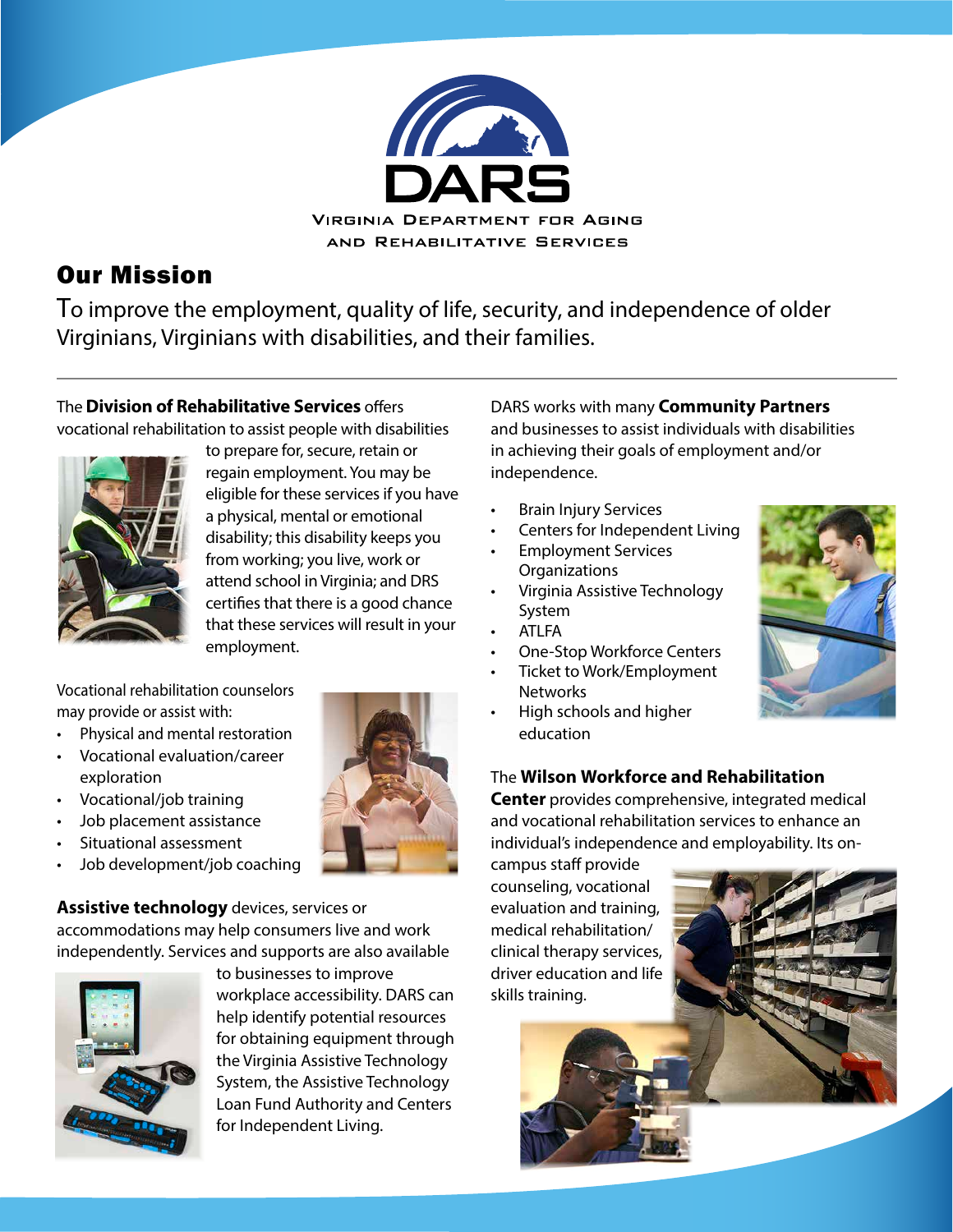DARS

Virginia Department for Aging and Rehabilitative Services

## Our Mission

To improve the employment, quality of life, security, and independence of older Virginians, Virginians with disabilities, and their families.

The **Division of Rehabilitative Services** offers vocational rehabilitation to assist people with disabilities to prepare for, secure, retain or regain employment. You may be eligible for these services if you have a physical, mental or emotional disability; this disability keeps you from working; you live, work or attend school in Virginia; and DRS certifies that there is a good chance that these services will result in your employment.

Vocational rehabilitation counselors may provide or assist with:

- Physical and mental restoration
- Vocational evaluation/career exploration
- Vocational/job training
- Job placement assistance
- Situational assessment
- Job development/job coaching

**Assistive technology** devices, services or accommodations may help consumers live and work independently. Services and supports are also available to businesses to improve workplace accessibility. DARS can help identify potential resources for obtaining equipment through the Virginia Assistive Technology System, the Assistive Technology Loan Fund Authority and Centers for Independent Living.

DARS works with many **Community Partners** and businesses to assist individuals with disabilities in achieving their goals of employment and/or independence.

- Brain Injury Services
- Centers for Independent Living
- Employment Services Organizations
- Virginia Assistive Technology System
- ATLFA
- One-Stop Workforce Centers
- Ticket to Work/Employment Networks
- High schools and higher education

The **Wilson Workforce and Rehabilitation Center** provides comprehensive, integrated medical and vocational rehabilitation services to enhance an individual's independence and employability. Its on-campus staff provide counseling, vocational evaluation and training, medical rehabilitation/clinical therapy services, driver education and life skills training.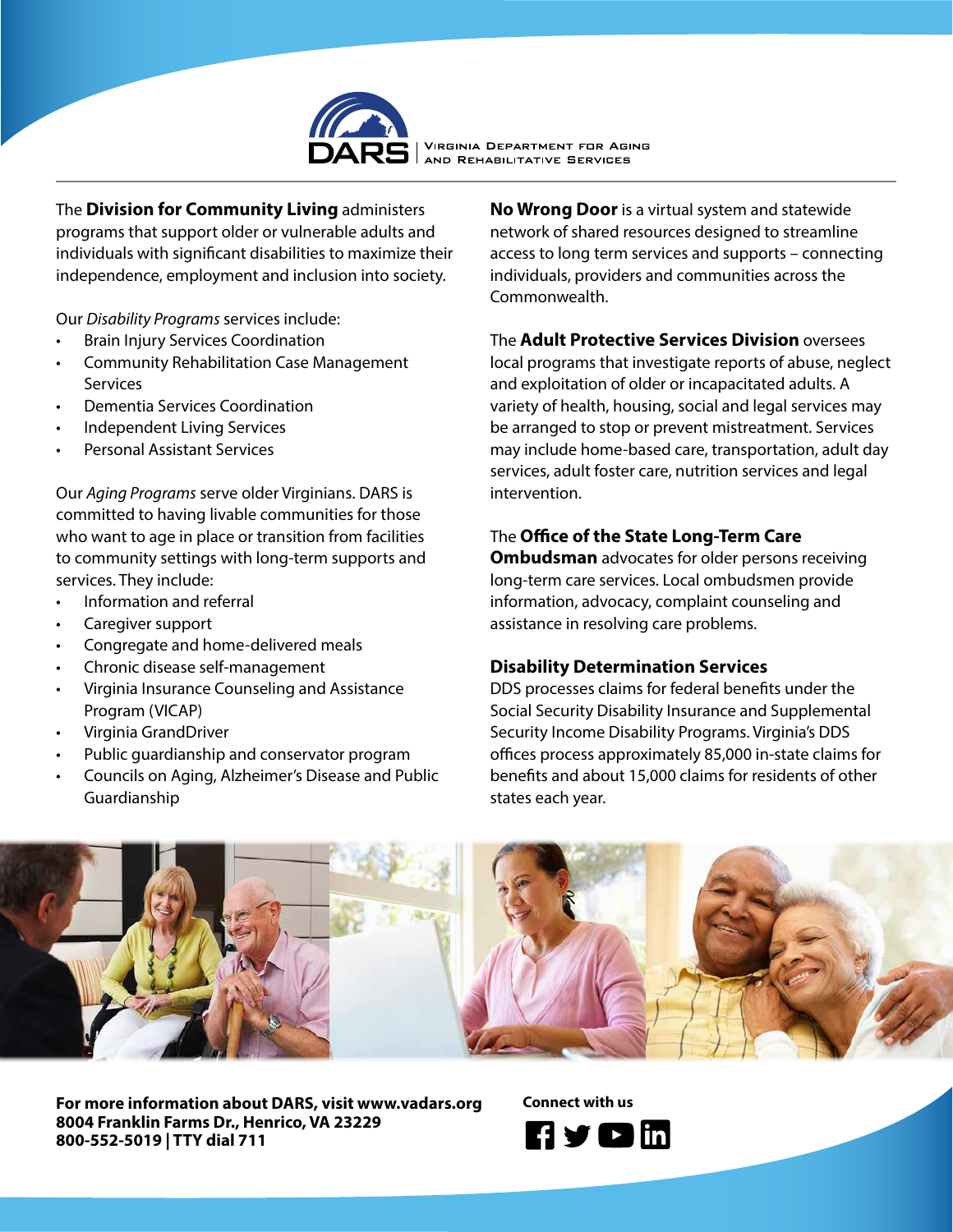DARS | Virginia Department for Aging and Rehabilitative Services

The **Division for Community Living** administers programs that support older or vulnerable adults and individuals with significant disabilities to maximize their independence, employment and inclusion into society.

Our *Disability Programs* services include:

- Brain Injury Services Coordination
- Community Rehabilitation Case Management Services
- Dementia Services Coordination
- Independent Living Services
- Personal Assistant Services

Our *Aging Programs* serve older Virginians. DARS is committed to having livable communities for those who want to age in place or transition from facilities to community settings with long-term supports and services. They include:

- Information and referral
- Caregiver support
- Congregate and home-delivered meals
- Chronic disease self-management
- Virginia Insurance Counseling and Assistance Program (VICAP)
- Virginia GrandDriver
- Public guardianship and conservator program
- Councils on Aging, Alzheimer's Disease and Public Guardianship

**No Wrong Door** is a virtual system and statewide network of shared resources designed to streamline access to long term services and supports – connecting individuals, providers and communities across the Commonwealth.

The **Adult Protective Services Division** oversees local programs that investigate reports of abuse, neglect and exploitation of older or incapacitated adults. A variety of health, housing, social and legal services may be arranged to stop or prevent mistreatment. Services may include home-based care, transportation, adult day services, adult foster care, nutrition services and legal intervention.

The **Office of the State Long-Term Care Ombudsman** advocates for older persons receiving long-term care services. Local ombudsmen provide information, advocacy, complaint counseling and assistance in resolving care problems.

**Disability Determination Services**

DDS processes claims for federal benefits under the Social Security Disability Insurance and Supplemental Security Income Disability Programs. Virginia's DDS offices process approximately 85,000 in-state claims for benefits and about 15,000 claims for residents of other states each year.

**For more information about DARS, visit www.vadars.org**
**8004 Franklin Farms Dr., Henrico, VA 23229**
**800-552-5019 | TTY dial 711**

**Connect with us**